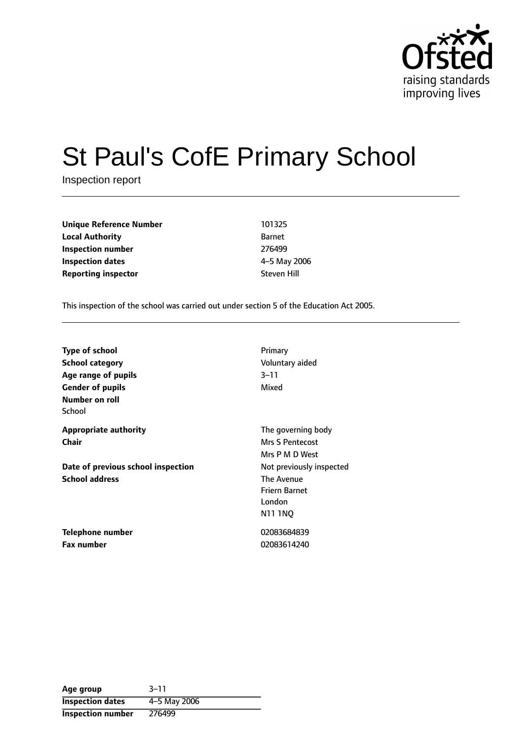# St Paul's CofE Primary School

Inspection report

| | |
|---|---|
| **Unique Reference Number** | 101325 |
| **Local Authority** | Barnet |
| **Inspection number** | 276499 |
| **Inspection dates** | 4–5 May 2006 |
| **Reporting inspector** | Steven Hill |

This inspection of the school was carried out under section 5 of the Education Act 2005.

| | |
|---|---|
| **Type of school** | Primary |
| **School category** | Voluntary aided |
| **Age range of pupils** | 3–11 |
| **Gender of pupils** | Mixed |
| **Number on roll** | |
| School | |
| **Appropriate authority** | The governing body |
| **Chair** | Mrs S Pentecost |
| | Mrs P M D West |
| **Date of previous school inspection** | Not previously inspected |
| **School address** | The Avenue<br>Friern Barnet<br>London<br>N11 1NQ |
| **Telephone number** | 02083684839 |
| **Fax number** | 02083614240 |

| | |
|---|---|
| **Age group** | 3–11 |
| **Inspection dates** | 4–5 May 2006 |
| **Inspection number** | 276499 |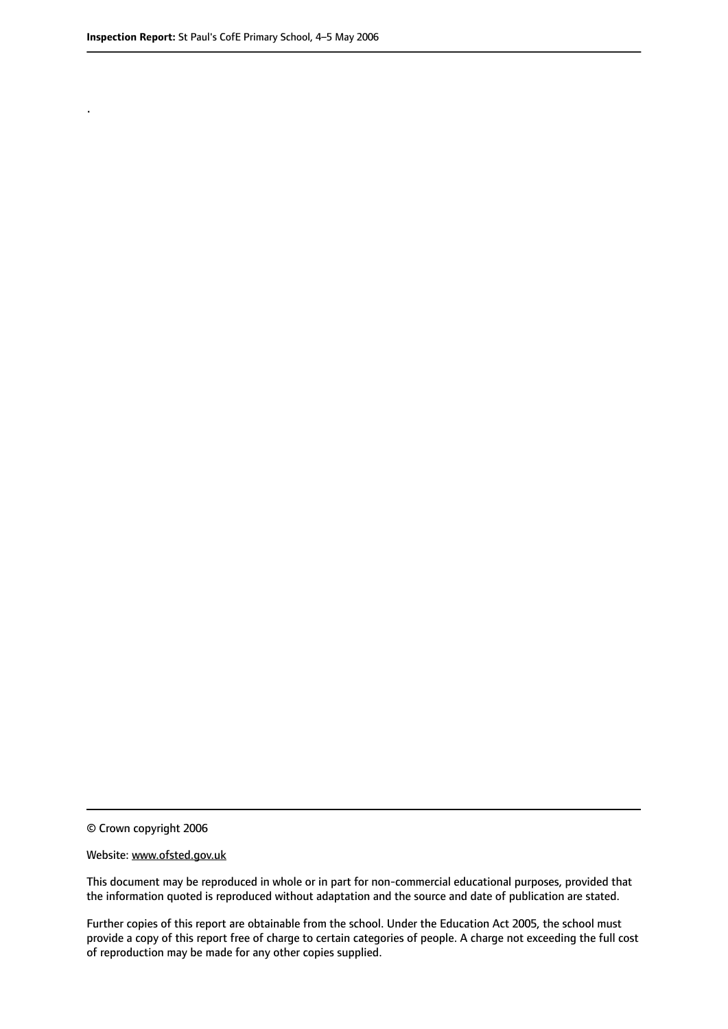.

© Crown copyright 2006

Website: www.ofsted.gov.uk

This document may be reproduced in whole or in part for non-commercial educational purposes, provided that the information quoted is reproduced without adaptation and the source and date of publication are stated.

Further copies of this report are obtainable from the school. Under the Education Act 2005, the school must provide a copy of this report free of charge to certain categories of people. A charge not exceeding the full cost of reproduction may be made for any other copies supplied.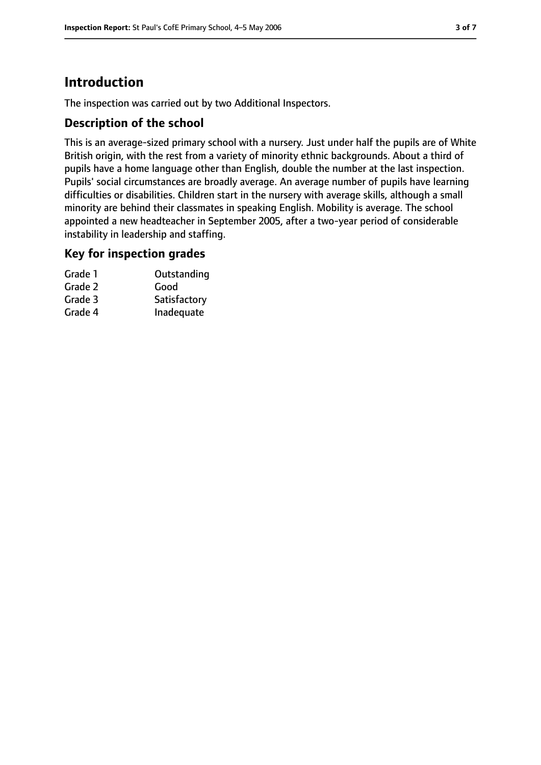# Introduction

The inspection was carried out by two Additional Inspectors.

## Description of the school

This is an average-sized primary school with a nursery. Just under half the pupils are of White British origin, with the rest from a variety of minority ethnic backgrounds. About a third of pupils have a home language other than English, double the number at the last inspection. Pupils' social circumstances are broadly average. An average number of pupils have learning difficulties or disabilities. Children start in the nursery with average skills, although a small minority are behind their classmates in speaking English. Mobility is average. The school appointed a new headteacher in September 2005, after a two-year period of considerable instability in leadership and staffing.

## Key for inspection grades

| | |
|---|---|
| Grade 1 | Outstanding |
| Grade 2 | Good |
| Grade 3 | Satisfactory |
| Grade 4 | Inadequate |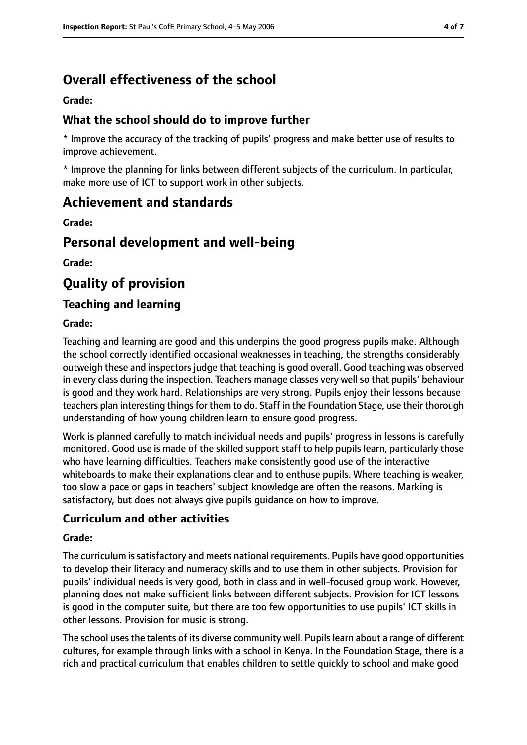## Overall effectiveness of the school

**Grade:**

### What the school should do to improve further

* Improve the accuracy of the tracking of pupils' progress and make better use of results to improve achievement.

* Improve the planning for links between different subjects of the curriculum. In particular, make more use of ICT to support work in other subjects.

## Achievement and standards

**Grade:**

## Personal development and well-being

**Grade:**

## Quality of provision

### Teaching and learning

**Grade:**

Teaching and learning are good and this underpins the good progress pupils make. Although the school correctly identified occasional weaknesses in teaching, the strengths considerably outweigh these and inspectors judge that teaching is good overall. Good teaching was observed in every class during the inspection. Teachers manage classes very well so that pupils' behaviour is good and they work hard. Relationships are very strong. Pupils enjoy their lessons because teachers plan interesting things for them to do. Staff in the Foundation Stage, use their thorough understanding of how young children learn to ensure good progress.

Work is planned carefully to match individual needs and pupils' progress in lessons is carefully monitored. Good use is made of the skilled support staff to help pupils learn, particularly those who have learning difficulties. Teachers make consistently good use of the interactive whiteboards to make their explanations clear and to enthuse pupils. Where teaching is weaker, too slow a pace or gaps in teachers' subject knowledge are often the reasons. Marking is satisfactory, but does not always give pupils guidance on how to improve.

### Curriculum and other activities

**Grade:**

The curriculum is satisfactory and meets national requirements. Pupils have good opportunities to develop their literacy and numeracy skills and to use them in other subjects. Provision for pupils' individual needs is very good, both in class and in well-focused group work. However, planning does not make sufficient links between different subjects. Provision for ICT lessons is good in the computer suite, but there are too few opportunities to use pupils' ICT skills in other lessons. Provision for music is strong.

The school uses the talents of its diverse community well. Pupils learn about a range of different cultures, for example through links with a school in Kenya. In the Foundation Stage, there is a rich and practical curriculum that enables children to settle quickly to school and make good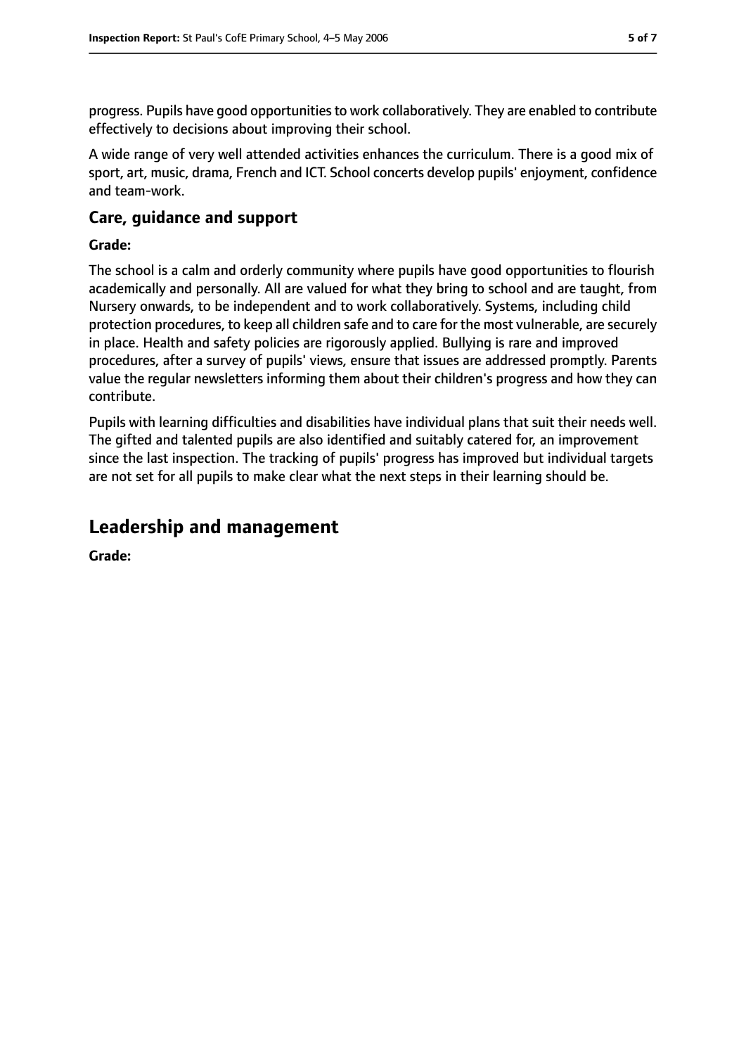progress. Pupils have good opportunities to work collaboratively. They are enabled to contribute effectively to decisions about improving their school.

A wide range of very well attended activities enhances the curriculum. There is a good mix of sport, art, music, drama, French and ICT. School concerts develop pupils' enjoyment, confidence and team-work.

### Care, guidance and support

**Grade:**

The school is a calm and orderly community where pupils have good opportunities to flourish academically and personally. All are valued for what they bring to school and are taught, from Nursery onwards, to be independent and to work collaboratively. Systems, including child protection procedures, to keep all children safe and to care for the most vulnerable, are securely in place. Health and safety policies are rigorously applied. Bullying is rare and improved procedures, after a survey of pupils' views, ensure that issues are addressed promptly. Parents value the regular newsletters informing them about their children's progress and how they can contribute.

Pupils with learning difficulties and disabilities have individual plans that suit their needs well. The gifted and talented pupils are also identified and suitably catered for, an improvement since the last inspection. The tracking of pupils' progress has improved but individual targets are not set for all pupils to make clear what the next steps in their learning should be.

## Leadership and management

**Grade:**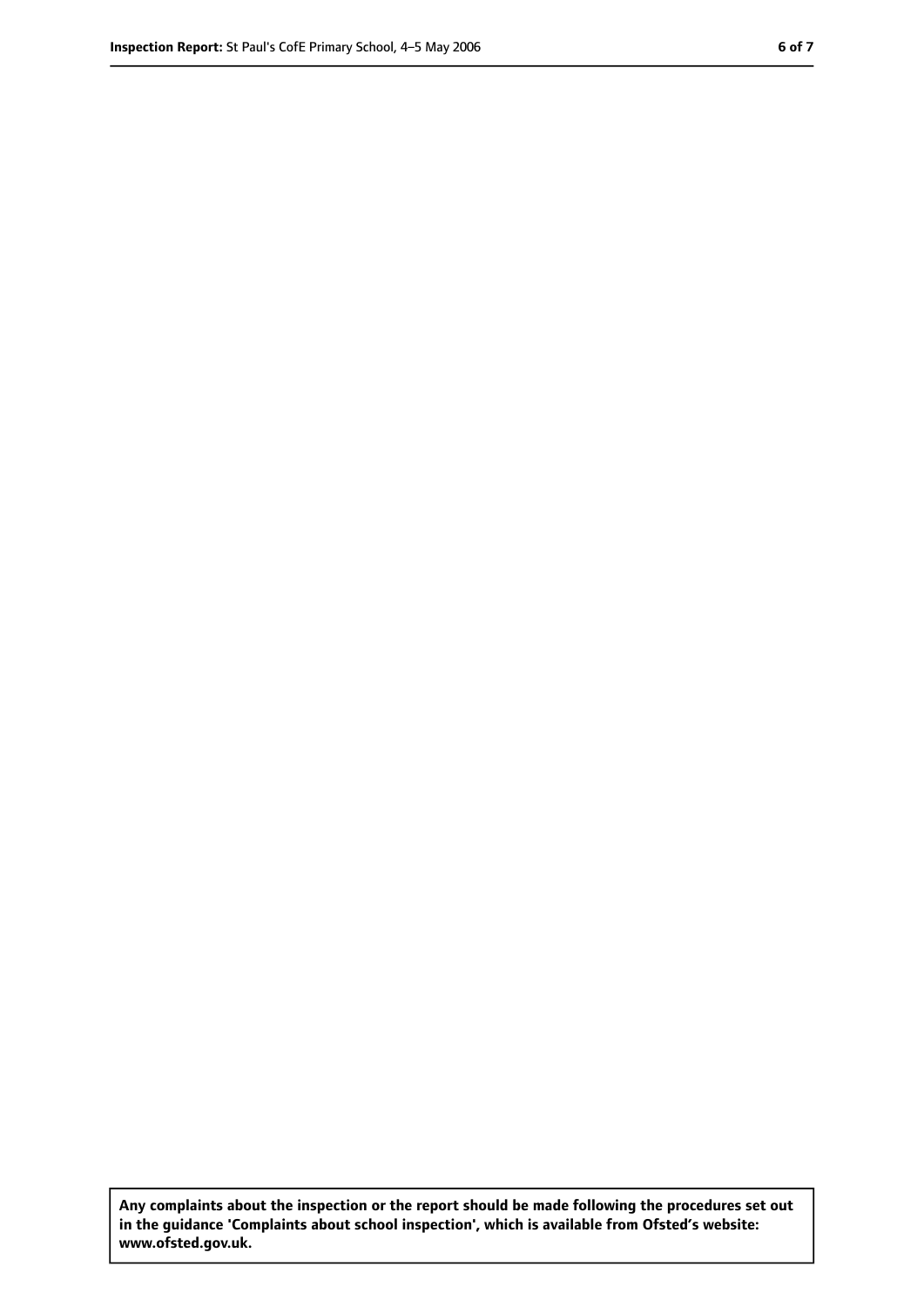**Any complaints about the inspection or the report should be made following the procedures set out in the guidance 'Complaints about school inspection', which is available from Ofsted's website: www.ofsted.gov.uk.**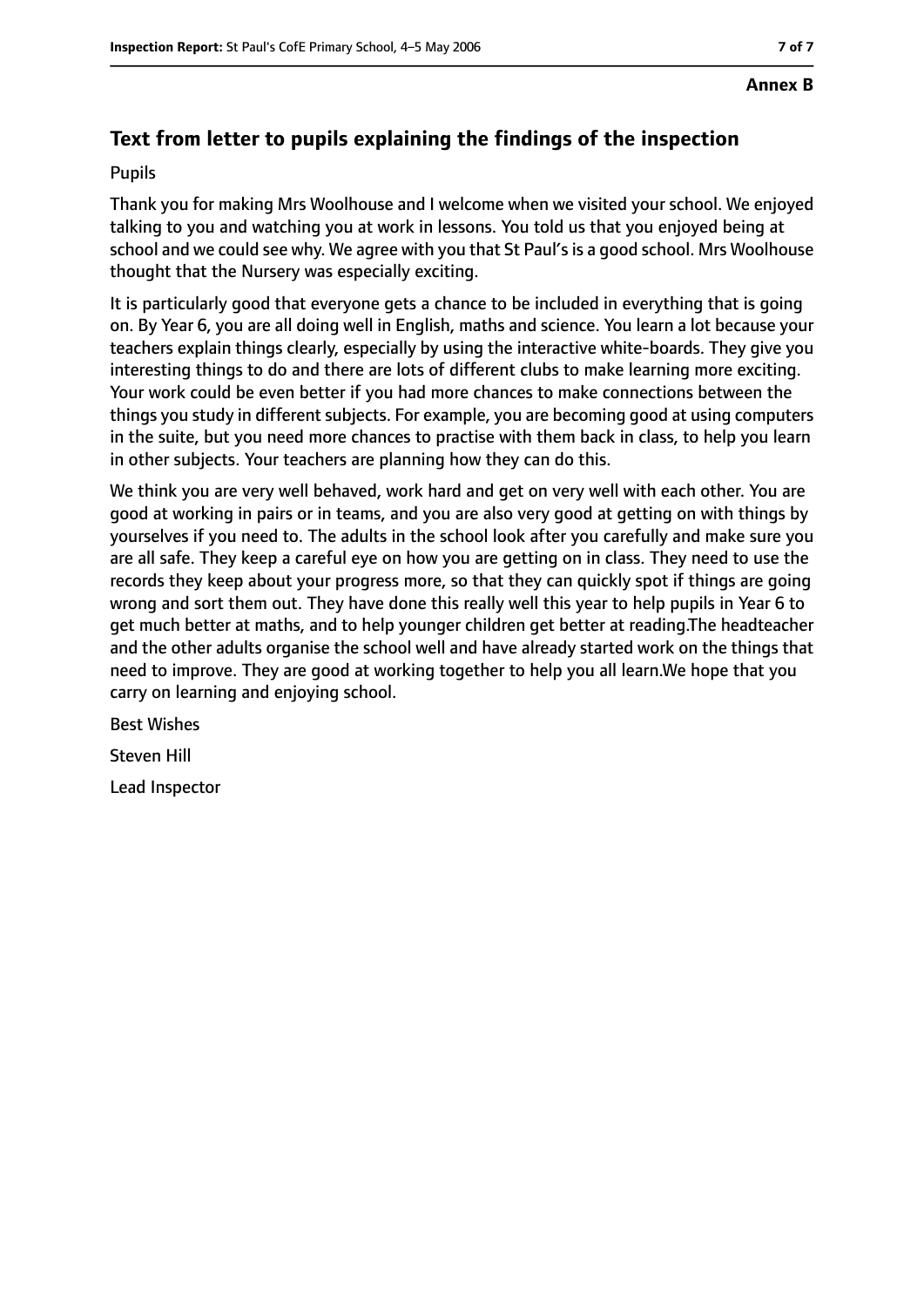**Annex B**

## Text from letter to pupils explaining the findings of the inspection

Pupils

Thank you for making Mrs Woolhouse and I welcome when we visited your school. We enjoyed talking to you and watching you at work in lessons. You told us that you enjoyed being at school and we could see why. We agree with you that St Paul's is a good school. Mrs Woolhouse thought that the Nursery was especially exciting.

It is particularly good that everyone gets a chance to be included in everything that is going on. By Year 6, you are all doing well in English, maths and science. You learn a lot because your teachers explain things clearly, especially by using the interactive white-boards. They give you interesting things to do and there are lots of different clubs to make learning more exciting. Your work could be even better if you had more chances to make connections between the things you study in different subjects. For example, you are becoming good at using computers in the suite, but you need more chances to practise with them back in class, to help you learn in other subjects. Your teachers are planning how they can do this.

We think you are very well behaved, work hard and get on very well with each other. You are good at working in pairs or in teams, and you are also very good at getting on with things by yourselves if you need to. The adults in the school look after you carefully and make sure you are all safe. They keep a careful eye on how you are getting on in class. They need to use the records they keep about your progress more, so that they can quickly spot if things are going wrong and sort them out. They have done this really well this year to help pupils in Year 6 to get much better at maths, and to help younger children get better at reading.The headteacher and the other adults organise the school well and have already started work on the things that need to improve. They are good at working together to help you all learn.We hope that you carry on learning and enjoying school.

Best Wishes

Steven Hill

Lead Inspector